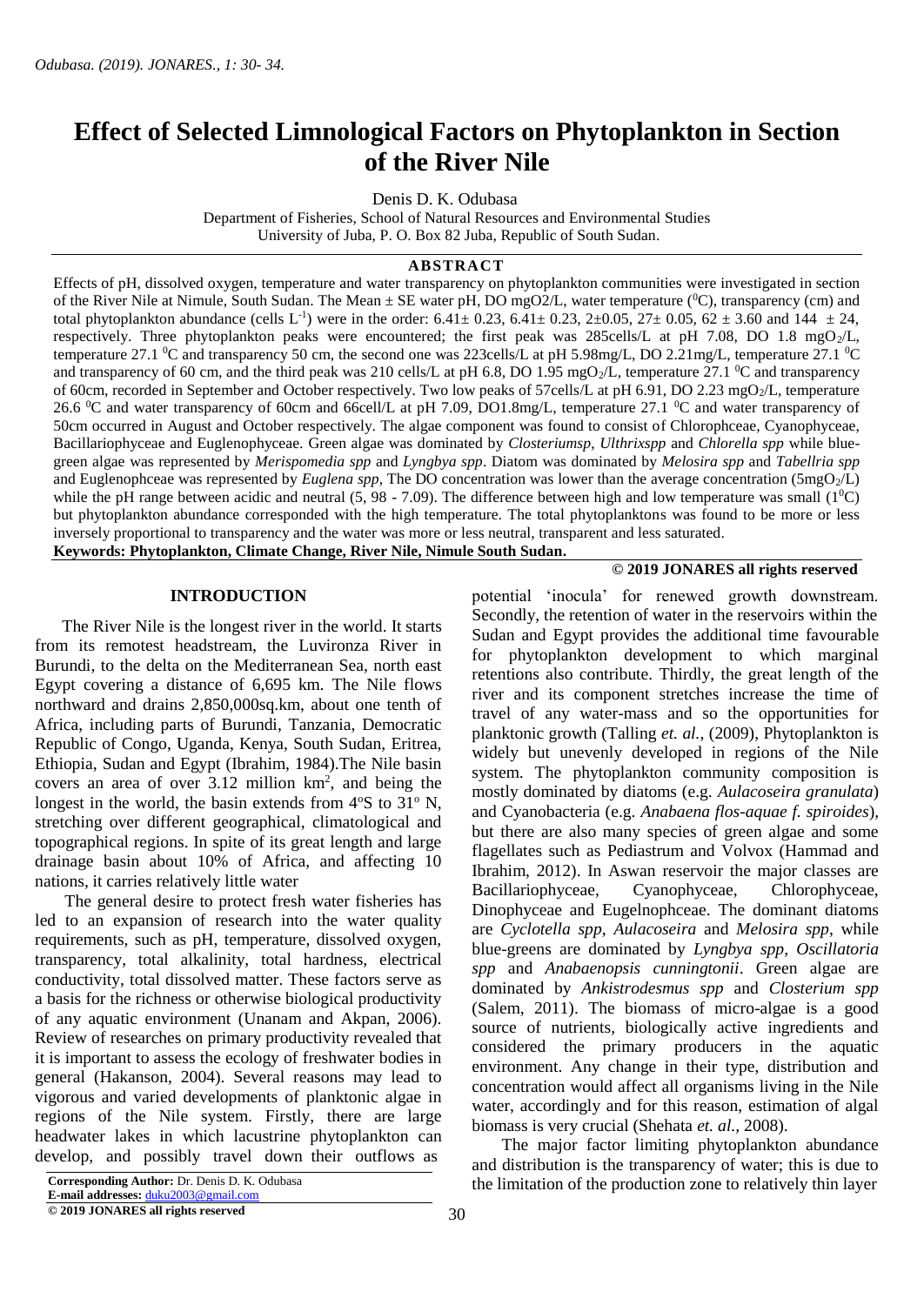# Effect of Selected Limnological Factors on Phytoplankton in Section of the River Nile

Denis D. K. Odubasa

Department of Fisheries, School of Natural Resources and Environmental Studies
University of Juba, P. O. Box 82 Juba, Republic of South Sudan.

## ABSTRACT

Effects of pH, dissolved oxygen, temperature and water transparency on phytoplankton communities were investigated in section of the River Nile at Nimule, South Sudan. The Mean ± SE water pH, DO mgO2/L, water temperature ($^0$C), transparency (cm) and total phytoplankton abundance (cells $L^{-1}$) were in the order: 6.41± 0.23, 6.41± 0.23, 2±0.05, 27± 0.05, 62 ± 3.60 and 144 ± 24, respectively. Three phytoplankton peaks were encountered; the first peak was 285cells/L at pH 7.08, DO 1.8 mgO$_2$/L, temperature 27.1 $^0$C and transparency 50 cm, the second one was 223cells/L at pH 5.98mg/L, DO 2.21mg/L, temperature 27.1 $^0$C and transparency of 60 cm, and the third peak was 210 cells/L at pH 6.8, DO 1.95 mgO$_2$/L, temperature 27.1 $^0$C and transparency of 60cm, recorded in September and October respectively. Two low peaks of 57cells/L at pH 6.91, DO 2.23 mgO$_2$/L, temperature 26.6 $^0$C and water transparency of 60cm and 66cell/L at pH 7.09, DO1.8mg/L, temperature 27.1 $^0$C and water transparency of 50cm occurred in August and October respectively. The algae component was found to consist of Chlorophceae, Cyanophyceae, Bacillariophyceae and Euglenophyceae. Green algae was dominated by *Closteriumsp, Ulthrixspp* and *Chlorella spp* while blue-green algae was represented by *Merispomedia spp* and *Lyngbya spp*. Diatom was dominated by *Melosira spp* and *Tabellria spp* and Euglenophceae was represented by *Euglena spp*, The DO concentration was lower than the average concentration (5mgO$_2$/L) while the pH range between acidic and neutral (5, 98 - 7.09). The difference between high and low temperature was small (1$^0$C) but phytoplankton abundance corresponded with the high temperature. The total phytoplanktons was found to be more or less inversely proportional to transparency and the water was more or less neutral, transparent and less saturated.

**Keywords: Phytoplankton, Climate Change, River Nile, Nimule South Sudan.**

**© 2019 JONARES all rights reserved**

## INTRODUCTION

The River Nile is the longest river in the world. It starts from its remotest headstream, the Luvironza River in Burundi, to the delta on the Mediterranean Sea, north east Egypt covering a distance of 6,695 km. The Nile flows northward and drains 2,850,000sq.km, about one tenth of Africa, including parts of Burundi, Tanzania, Democratic Republic of Congo, Uganda, Kenya, South Sudan, Eritrea, Ethiopia, Sudan and Egypt (Ibrahim, 1984).The Nile basin covers an area of over 3.12 million km$^2$, and being the longest in the world, the basin extends from 4$^o$S to 31$^o$ N, stretching over different geographical, climatological and topographical regions. In spite of its great length and large drainage basin about 10% of Africa, and affecting 10 nations, it carries relatively little water

The general desire to protect fresh water fisheries has led to an expansion of research into the water quality requirements, such as pH, temperature, dissolved oxygen, transparency, total alkalinity, total hardness, electrical conductivity, total dissolved matter. These factors serve as a basis for the richness or otherwise biological productivity of any aquatic environment (Unanam and Akpan, 2006). Review of researches on primary productivity revealed that it is important to assess the ecology of freshwater bodies in general (Hakanson, 2004). Several reasons may lead to vigorous and varied developments of planktonic algae in regions of the Nile system. Firstly, there are large headwater lakes in which lacustrine phytoplankton can develop, and possibly travel down their outflows as potential 'inocula' for renewed growth downstream. Secondly, the retention of water in the reservoirs within the Sudan and Egypt provides the additional time favourable for phytoplankton development to which marginal retentions also contribute. Thirdly, the great length of the river and its component stretches increase the time of travel of any water-mass and so the opportunities for planktonic growth (Talling *et. al.*, (2009), Phytoplankton is widely but unevenly developed in regions of the Nile system. The phytoplankton community composition is mostly dominated by diatoms (e.g. *Aulacoseira granulata*) and Cyanobacteria (e.g. *Anabaena flos-aquae f. spiroides*), but there are also many species of green algae and some flagellates such as Pediastrum and Volvox (Hammad and Ibrahim, 2012). In Aswan reservoir the major classes are Bacillariophyceae, Cyanophyceae, Chlorophyceae, Dinophyceae and Eugelnophceae. The dominant diatoms are *Cyclotella spp*, *Aulacoseira* and *Melosira spp*, while blue-greens are dominated by *Lyngbya spp, Oscillatoria spp* and *Anabaenopsis cunningtonii*. Green algae are dominated by *Ankistrodesmus spp* and *Closterium spp* (Salem, 2011). The biomass of micro-algae is a good source of nutrients, biologically active ingredients and considered the primary producers in the aquatic environment. Any change in their type, distribution and concentration would affect all organisms living in the Nile water, accordingly and for this reason, estimation of algal biomass is very crucial (Shehata *et. al.*, 2008).

The major factor limiting phytoplankton abundance and distribution is the transparency of water; this is due to the limitation of the production zone to relatively thin layer

**Corresponding Author:** Dr. Denis D. K. Odubasa
**E-mail addresses:** duku2003@gmail.com
**© 2019 JONARES all rights reserved**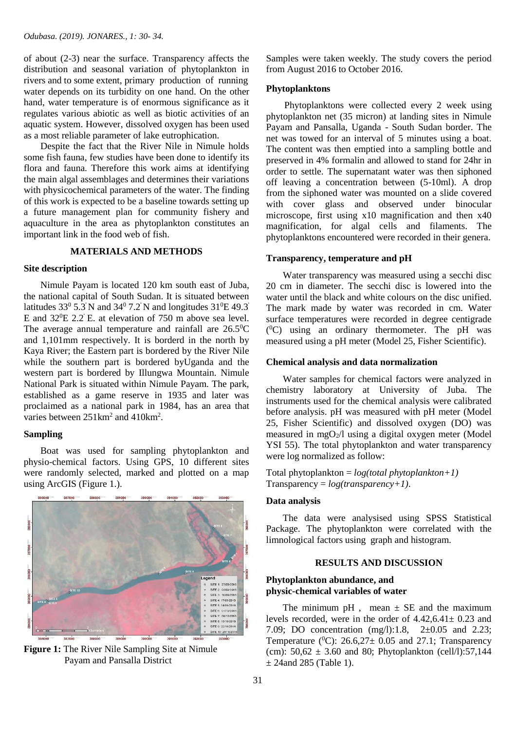of about (2-3) near the surface. Transparency affects the distribution and seasonal variation of phytoplankton in rivers and to some extent, primary production of running water depends on its turbidity on one hand. On the other hand, water temperature is of enormous significance as it regulates various abiotic as well as biotic activities of an aquatic system. However, dissolved oxygen has been used as a most reliable parameter of lake eutrophication.

Despite the fact that the River Nile in Nimule holds some fish fauna, few studies have been done to identify its flora and fauna. Therefore this work aims at identifying the main algal assemblages and determines their variations with physicochemical parameters of the water. The finding of this work is expected to be a baseline towards setting up a future management plan for community fishery and aquaculture in the area as phytoplankton constitutes an important link in the food web of fish.

## MATERIALS AND METHODS

### Site description

Nimule Payam is located 120 km south east of Juba, the national capital of South Sudan. It is situated between latitudes $33^0$ 5.3' N and $34^0$ 7.2' N and longitudes $31^0$E 49.3' E and $32^0$E 2.2' E. at elevation of 750 m above sea level. The average annual temperature and rainfall are $26.5^0$C and 1,101mm respectively. It is borderd in the north by Kaya River; the Eastern part is bordered by the River Nile while the southern part is bordered byUganda and the western part is bordered by Illungwa Mountain. Nimule National Park is situated within Nimule Payam. The park, established as a game reserve in 1935 and later was proclaimed as a national park in 1984, has an area that varies between 251km$^2$ and 410km$^2$.

### Sampling

Boat was used for sampling phytoplankton and physio-chemical factors. Using GPS, 10 different sites were randomly selected, marked and plotted on a map using ArcGIS (Figure 1.).

**Figure 1:** The River Nile Sampling Site at Nimule Payam and Pansalla District

Samples were taken weekly. The study covers the period from August 2016 to October 2016.

### Phytoplanktons

Phytoplanktons were collected every 2 week using phytoplankton net (35 micron) at landing sites in Nimule Payam and Pansalla, Uganda - South Sudan border. The net was towed for an interval of 5 minutes using a boat. The content was then emptied into a sampling bottle and preserved in 4% formalin and allowed to stand for 24hr in order to settle. The supernatant water was then siphoned off leaving a concentration between (5-10ml). A drop from the siphoned water was mounted on a slide covered with cover glass and observed under binocular microscope, first using x10 magnification and then x40 magnification, for algal cells and filaments. The phytoplanktons encountered were recorded in their genera.

### Transparency, temperature and pH

Water transparency was measured using a secchi disc 20 cm in diameter. The secchi disc is lowered into the water until the black and white colours on the disc unified. The mark made by water was recorded in cm. Water surface temperatures were recorded in degree centigrade ($^0$C) using an ordinary thermometer. The pH was measured using a pH meter (Model 25, Fisher Scientific).

### Chemical analysis and data normalization

Water samples for chemical factors were analyzed in chemistry laboratory at University of Juba. The instruments used for the chemical analysis were calibrated before analysis. pH was measured with pH meter (Model 25, Fisher Scientific) and dissolved oxygen (DO) was measured in mg$O_2$/l using a digital oxygen meter (Model YSI 55). The total phytoplankton and water transparency were log normalized as follow:

Total phytoplankton = *log(total phytoplankton+1)*
Transparency = *log(transparency+1)*.

### Data analysis

The data were analysised using SPSS Statistical Package. The phytoplankton were correlated with the limnological factors using graph and histogram.

## RESULTS AND DISCUSSION

### Phytoplankton abundance, and physic-chemical variables of water

The minimum pH , mean ± SE and the maximum levels recorded, were in the order of 4.42,6.41± 0.23 and 7.09; DO concentration (mg/l):1.8, 2±0.05 and 2.23; Temperature ($^0$C): 26.6,27± 0.05 and 27.1; Transparency (cm): 50,62 ± 3.60 and 80; Phytoplankton (cell/l):57,144 ± 24and 285 (Table 1).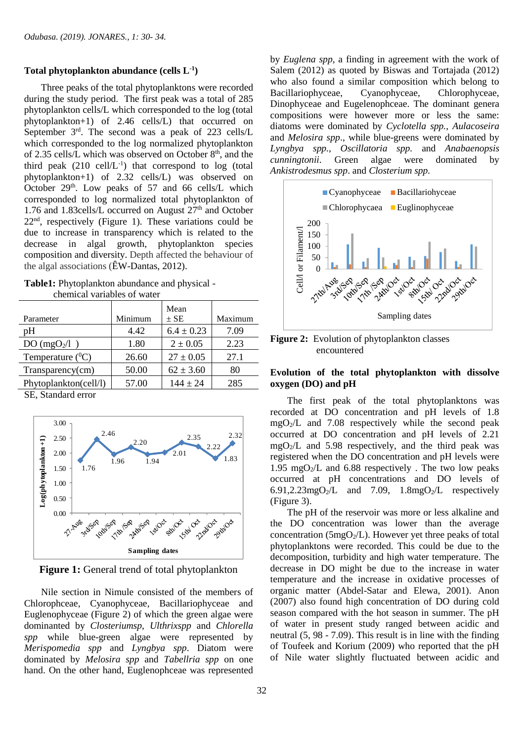### Total phytoplankton abundance (cells $L^{-1}$)

Three peaks of the total phytoplanktons were recorded during the study period. The first peak was a total of 285 phytoplankton cells/L which corresponded to the log (total phytoplankton+1) of 2.46 cells/L) that occurred on September 3rd. The second was a peak of 223 cells/L which corresponded to the log normalized phytoplankton of 2.35 cells/L which was observed on October 8th, and the third peak (210 cell/$L^{-1}$) that correspond to log (total phytoplankton+1) of 2.32 cells/L) was observed on October 29th. Low peaks of 57 and 66 cells/L which corresponded to log normalized total phytoplankton of 1.76 and 1.83cells/L occurred on August 27th and October 22nd, respectively (Figure 1). These variations could be due to increase in transparency which is related to the decrease in algal growth, phytoplankton species composition and diversity. Depth affected the behaviour of the algal associations (ÊW-Dantas, 2012).

**Table1:** Phytoplankton abundance and physical - chemical variables of water

| Parameter | Minimum | Mean ± SE | Maximum |
|---|---|---|---|
| pH | 4.42 | 6.4 ± 0.23 | 7.09 |
| DO ($mgO_2/l$ ) | 1.80 | 2 ± 0.05 | 2.23 |
| Temperature ($^0C$) | 26.60 | 27 ± 0.05 | 27.1 |
| Transparency(cm) | 50.00 | 62 ± 3.60 | 80 |
| Phytoplankton(cell/l) | 57.00 | 144 ± 24 | 285 |

SE, Standard error

**Figure 1:** General trend of total phytoplankton

Nile section in Nimule consisted of the members of Chlorophceae, Cyanophyceae, Bacillariophyceae and Euglenophyceae (Figure 2) of which the green algae were dominanted by *Closteriumsp*, *Ulthrixspp* and *Chlorella spp* while blue-green algae were represented by *Merispomedia spp* and *Lyngbya spp*. Diatom were dominated by *Melosira spp* and *Tabellria spp* on one hand. On the other hand, Euglenophceae was represented by *Euglena spp*, a finding in agreement with the work of Salem (2012) as quoted by Biswas and Tortajada (2012) who also found a similar composition which belong to Bacillariophyceae, Cyanophyceae, Chlorophyceae, Dinophyceae and Eugelenophceae. The dominant genera compositions were however more or less the same: diatoms were dominated by *Cyclotella spp.*, *Aulacoseira* and *Melosira spp*., while blue-greens were dominated by *Lyngbya spp.*, *Oscillatoria spp.* and *Anabaenopsis cunningtonii*. Green algae were dominated by *Ankistrodesmus spp*. and *Closterium spp.*

**Figure 2:** Evolution of phytoplankton classes encountered

### Evolution of the total phytoplankton with dissolve oxygen (DO) and pH

The first peak of the total phytoplanktons was recorded at DO concentration and pH levels of 1.8 $mgO_2/L$ and 7.08 respectively while the second peak occurred at DO concentration and pH levels of 2.21 $mgO_2/L$ and 5.98 respectively, and the third peak was registered when the DO concentration and pH levels were 1.95 $mgO_2/L$ and 6.88 respectively . The two low peaks occurred at pH concentrations and DO levels of 6.91,2.23$mgO_2/L$ and 7.09, 1.8$mgO_2/L$ respectively (Figure 3).

The pH of the reservoir was more or less alkaline and the DO concentration was lower than the average concentration (5$mgO_2/L$). However yet three peaks of total phytoplanktons were recorded. This could be due to the decomposition, turbidity and high water temperature. The decrease in DO might be due to the increase in water temperature and the increase in oxidative processes of organic matter (Abdel-Satar and Elewa, 2001). Anon (2007) also found high concentration of DO during cold season compared with the hot season in summer. The pH of water in present study ranged between acidic and neutral (5, 98 - 7.09). This result is in line with the finding of Toufeek and Korium (2009) who reported that the pH of Nile water slightly fluctuated between acidic and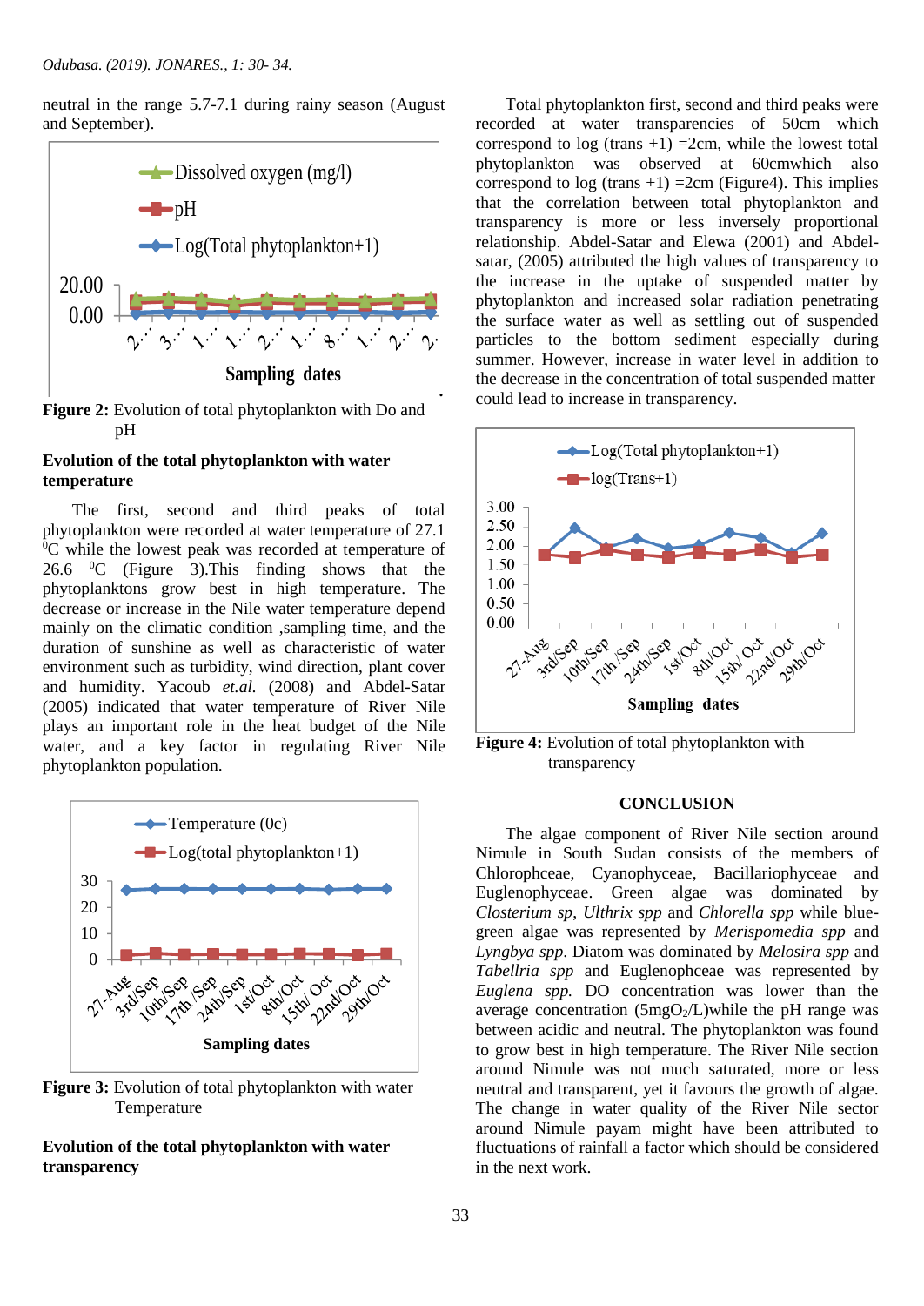neutral in the range 5.7-7.1 during rainy season (August and September).

**Figure 2:** Evolution of total phytoplankton with Do and pH

### Evolution of the total phytoplankton with water temperature

The first, second and third peaks of total phytoplankton were recorded at water temperature of 27.1 $^{0}$C while the lowest peak was recorded at temperature of 26.6 $^{0}$C (Figure 3).This finding shows that the phytoplanktons grow best in high temperature. The decrease or increase in the Nile water temperature depend mainly on the climatic condition ,sampling time, and the duration of sunshine as well as characteristic of water environment such as turbidity, wind direction, plant cover and humidity. Yacoub *et.al.* (2008) and Abdel-Satar (2005) indicated that water temperature of River Nile plays an important role in the heat budget of the Nile water, and a key factor in regulating River Nile phytoplankton population.

**Figure 3:** Evolution of total phytoplankton with water Temperature

### Evolution of the total phytoplankton with water transparency

Total phytoplankton first, second and third peaks were recorded at water transparencies of 50cm which correspond to log (trans +1) =2cm, while the lowest total phytoplankton was observed at 60cmwhich also correspond to log (trans +1) =2cm (Figure4). This implies that the correlation between total phytoplankton and transparency is more or less inversely proportional relationship. Abdel-Satar and Elewa (2001) and Abdel-satar, (2005) attributed the high values of transparency to the increase in the uptake of suspended matter by phytoplankton and increased solar radiation penetrating the surface water as well as settling out of suspended particles to the bottom sediment especially during summer. However, increase in water level in addition to the decrease in the concentration of total suspended matter could lead to increase in transparency.

**Figure 4:** Evolution of total phytoplankton with transparency

## CONCLUSION

The algae component of River Nile section around Nimule in South Sudan consists of the members of Chlorophceae, Cyanophyceae, Bacillariophyceae and Euglenophyceae. Green algae was dominated by *Closterium sp*, *Ulthrix spp* and *Chlorella spp* while blue-green algae was represented by *Merismopedia spp* and *Lyngbya spp*. Diatom was dominated by *Melosira spp* and *Tabellria spp* and Euglenophceae was represented by *Euglena spp.* DO concentration was lower than the average concentration (5mg$O_2$/L)while the pH range was between acidic and neutral. The phytoplankton was found to grow best in high temperature. The River Nile section around Nimule was not much saturated, more or less neutral and transparent, yet it favours the growth of algae. The change in water quality of the River Nile sector around Nimule payam might have been attributed to fluctuations of rainfall a factor which should be considered in the next work.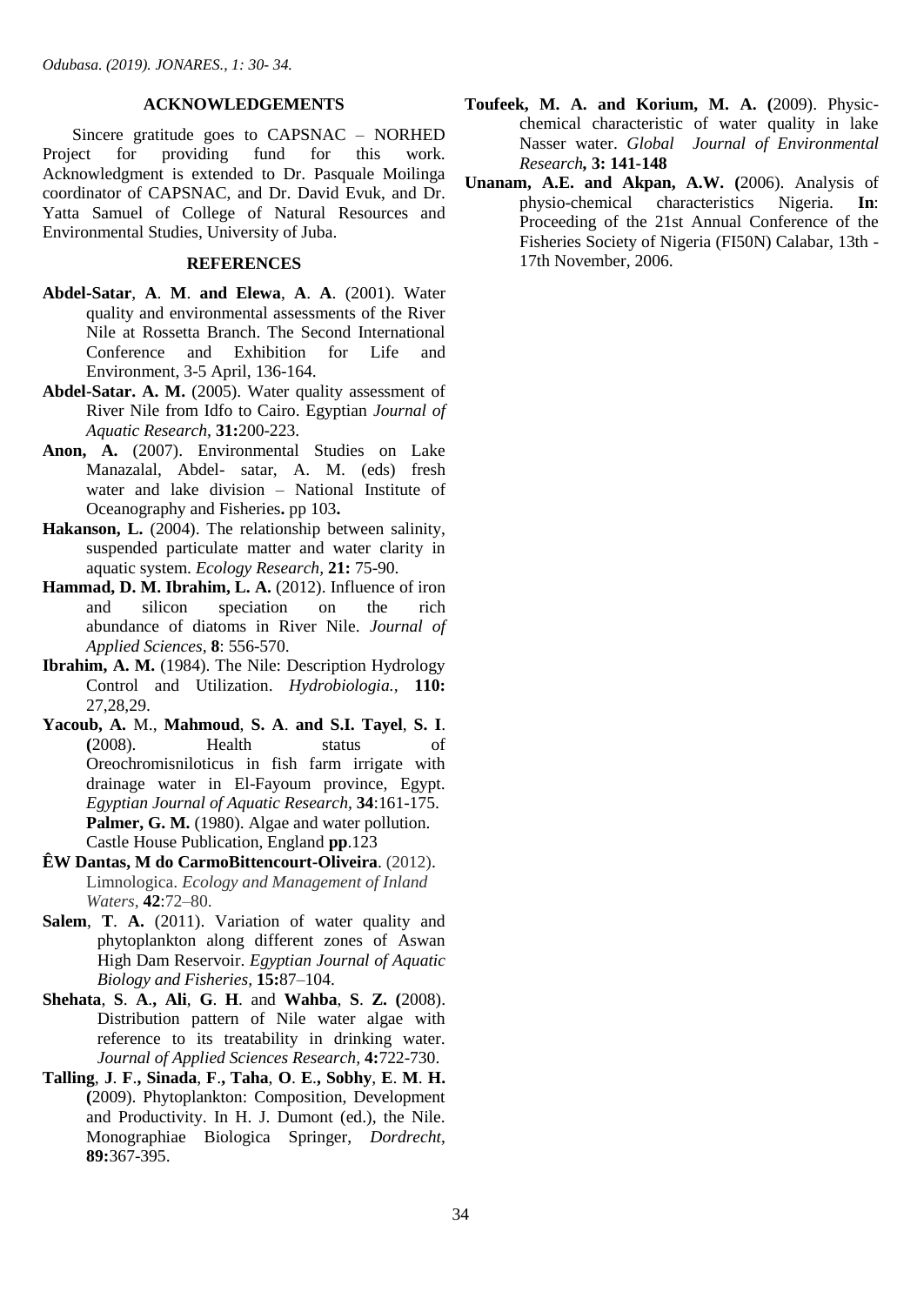## ACKNOWLEDGEMENTS

Sincere gratitude goes to CAPSNAC – NORHED Project for providing fund for this work. Acknowledgment is extended to Dr. Pasquale Moilinga coordinator of CAPSNAC, and Dr. David Evuk, and Dr. Yatta Samuel of College of Natural Resources and Environmental Studies, University of Juba.

## REFERENCES

**Abdel-Satar**, **A**. **M**. **and Elewa**, **A**. **A**. (2001). Water quality and environmental assessments of the River Nile at Rossetta Branch. The Second International Conference and Exhibition for Life and Environment, 3-5 April, 136-164.

**Abdel-Satar. A. M.** (2005). Water quality assessment of River Nile from Idfo to Cairo. Egyptian *Journal of Aquatic Research,* **31:**200-223.

**Anon, A.** (2007). Environmental Studies on Lake Manazalal, Abdel- satar, A. M. (eds) fresh water and lake division – National Institute of Oceanography and Fisheries**.** pp 103**.**

**Hakanson, L.** (2004). The relationship between salinity, suspended particulate matter and water clarity in aquatic system. *Ecology Research,* **21:** 75-90.

**Hammad, D. M. Ibrahim, L. A.** (2012). Influence of iron and silicon speciation on the rich abundance of diatoms in River Nile. *Journal of Applied Sciences*, **8**: 556-570.

**Ibrahim, A. M.** (1984). The Nile: Description Hydrology Control and Utilization. *Hydrobiologia.,* **110:** 27,28,29.

**Yacoub, A.** M., **Mahmoud**, **S. A**. **and S.I. Tayel**, **S. I**. **(**2008). Health status of Oreochromisniloticus in fish farm irrigate with drainage water in El-Fayoum province, Egypt. *Egyptian Journal of Aquatic Research,* **34**:161-175.

**Palmer, G. M.** (1980). Algae and water pollution. Castle House Publication, England **pp**.123

**ÊW Dantas, M do CarmoBittencourt-Oliveira**. (2012). Limnologica. *Ecology and Management of Inland Waters*, **42**:72–80.

**Salem**, **T**. **A.** (2011). Variation of water quality and phytoplankton along different zones of Aswan High Dam Reservoir. *Egyptian Journal of Aquatic Biology and Fisheries,* **15:**87–104.

**Shehata**, **S**. **A., Ali**, **G**. **H**. and **Wahba**, **S**. **Z. (**2008). Distribution pattern of Nile water algae with reference to its treatability in drinking water. *Journal of Applied Sciences Research,* **4:**722-730.

**Talling**, **J**. **F., Sinada**, **F., Taha**, **O**. **E., Sobhy**, **E**. **M**. **H. (**2009). Phytoplankton: Composition, Development and Productivity. In H. J. Dumont (ed.), the Nile. Monographiae Biologica Springer, *Dordrecht*, **89:**367-395.

**Toufeek, M. A. and Korium, M. A. (**2009). Physic-chemical characteristic of water quality in lake Nasser water. *Global Journal of Environmental Research***, 3: 141-148**

**Unanam, A.E. and Akpan, A.W. (**2006). Analysis of physio-chemical characteristics Nigeria. **In**: Proceeding of the 21st Annual Conference of the Fisheries Society of Nigeria (FI50N) Calabar, 13th - 17th November, 2006.